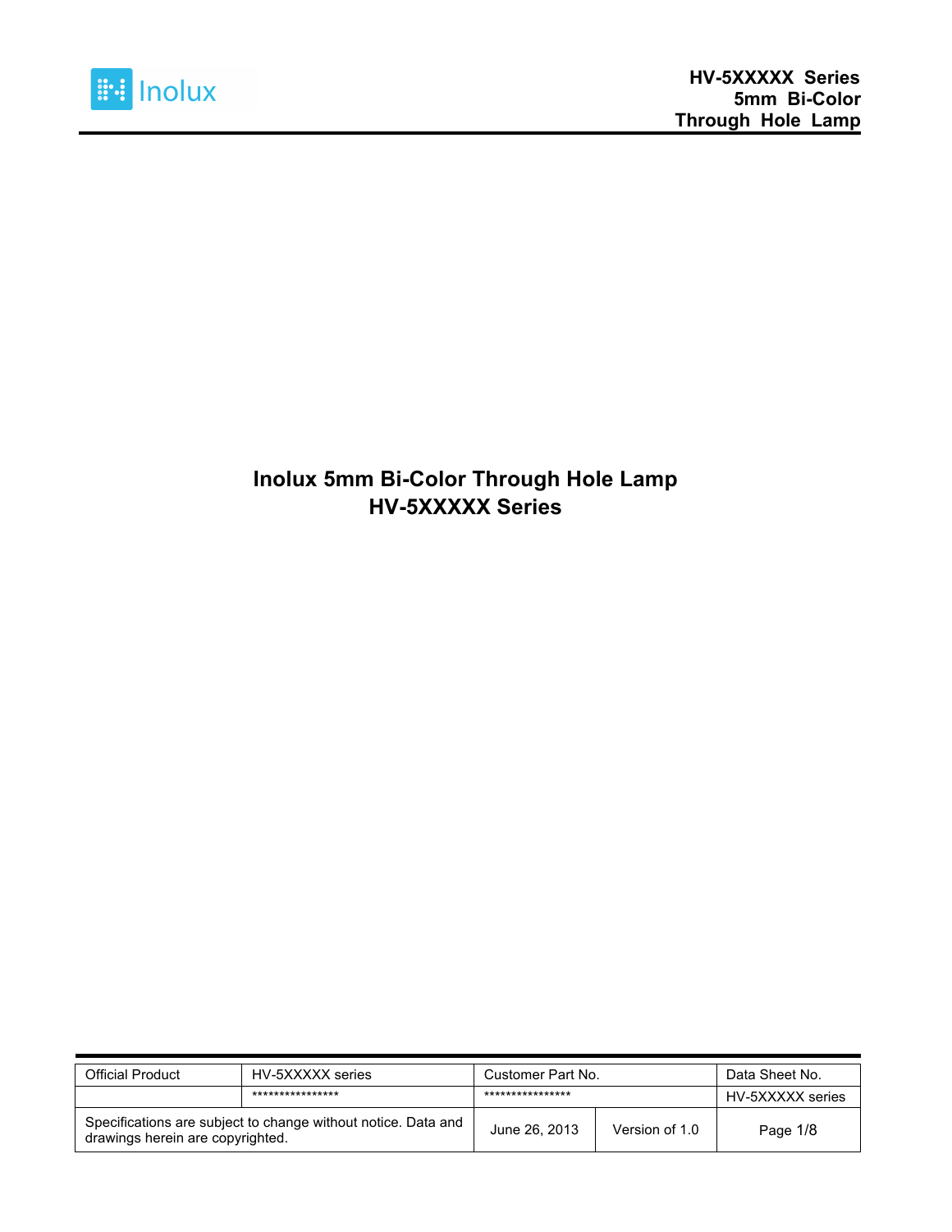# Inolux 5mm Bi-Color Through Hole Lamp
# HV-5XXXXX Series

| Official Product | HV-5XXXXX series | Customer Part No. | | Data Sheet No. |
|---|---|---|---|---|
| | **************** | **************** | | HV-5XXXXX series |
| Specifications are subject to change without notice. Data and drawings herein are copyrighted. | | June 26, 2013 | Version of 1.0 | |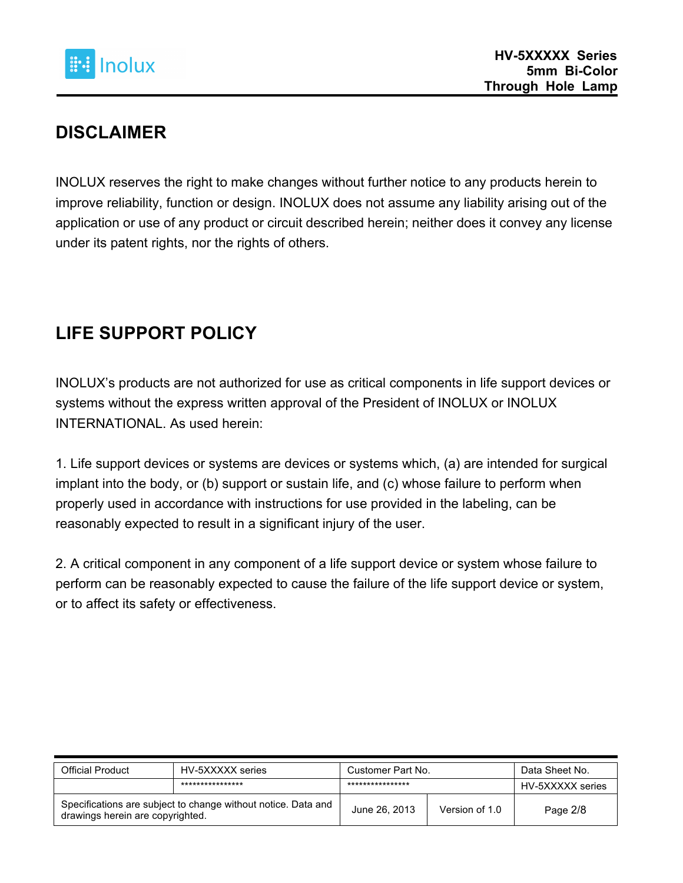## DISCLAIMER

INOLUX reserves the right to make changes without further notice to any products herein to improve reliability, function or design. INOLUX does not assume any liability arising out of the application or use of any product or circuit described herein; neither does it convey any license under its patent rights, nor the rights of others.

## LIFE SUPPORT POLICY

INOLUX's products are not authorized for use as critical components in life support devices or systems without the express written approval of the President of INOLUX or INOLUX INTERNATIONAL. As used herein:

1. Life support devices or systems are devices or systems which, (a) are intended for surgical implant into the body, or (b) support or sustain life, and (c) whose failure to perform when properly used in accordance with instructions for use provided in the labeling, can be reasonably expected to result in a significant injury of the user.

2. A critical component in any component of a life support device or system whose failure to perform can be reasonably expected to cause the failure of the life support device or system, or to affect its safety or effectiveness.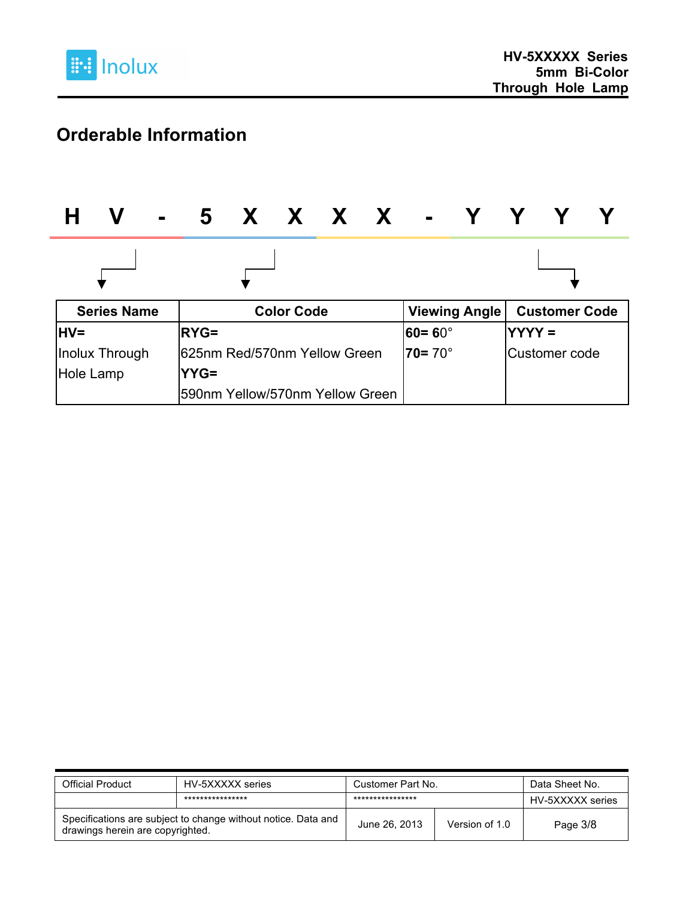## Orderable Information

**H V - 5 X X X X - Y Y Y Y**

| Series Name | Color Code | Viewing Angle | Customer Code |
| --- | --- | --- | --- |
| **HV=** Inolux Through Hole Lamp | **RYG=** 625nm Red/570nm Yellow Green **YYG=** 590nm Yellow/570nm Yellow Green | **60=** 60° **70=** 70° | **YYYY =** Customer code |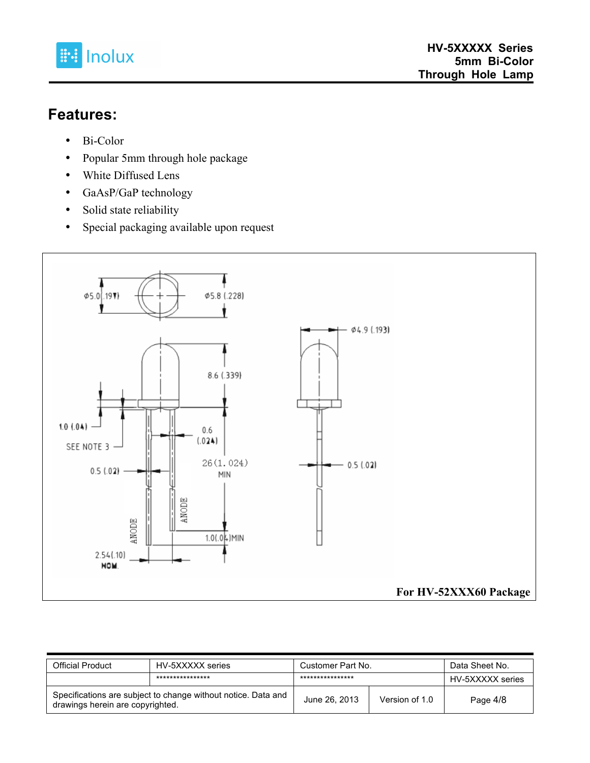## Features:

- Bi-Color
- Popular 5mm through hole package
- White Diffused Lens
- GaAsP/GaP technology
- Solid state reliability
- Special packaging available upon request

Ø5.0(.197) Ø5.8(.228) Ø4.9(.193) 8.6(.339) 1.0(.04) SEE NOTE 3 0.6 (.024) 26(1.024) MIN 0.5(.02) 0.5(.02) ANODE ANODE 1.0(.04)MIN 2.54(.10) NOM.

**For HV-52XXX60 Package**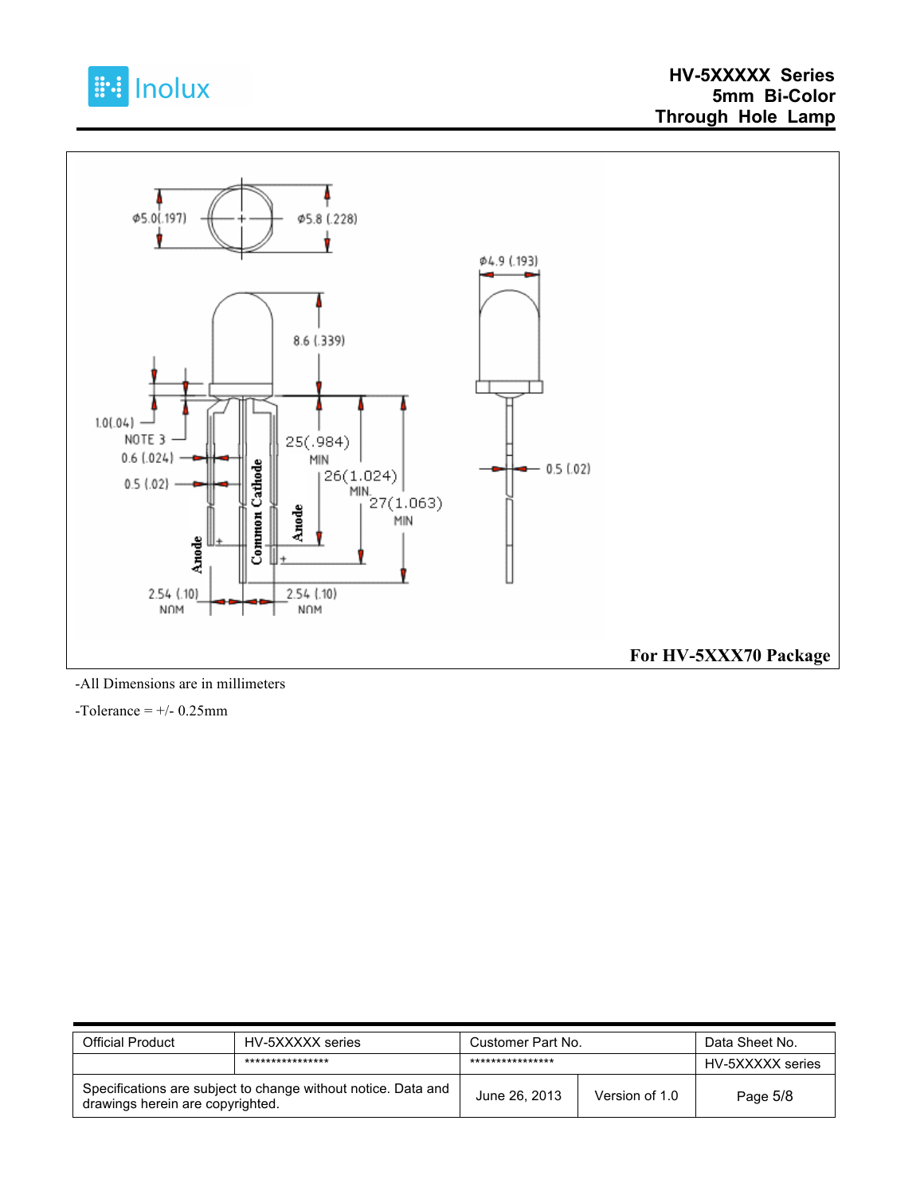For HV-5XXX70 Package

-All Dimensions are in millimeters

-Tolerance = +/- 0.25mm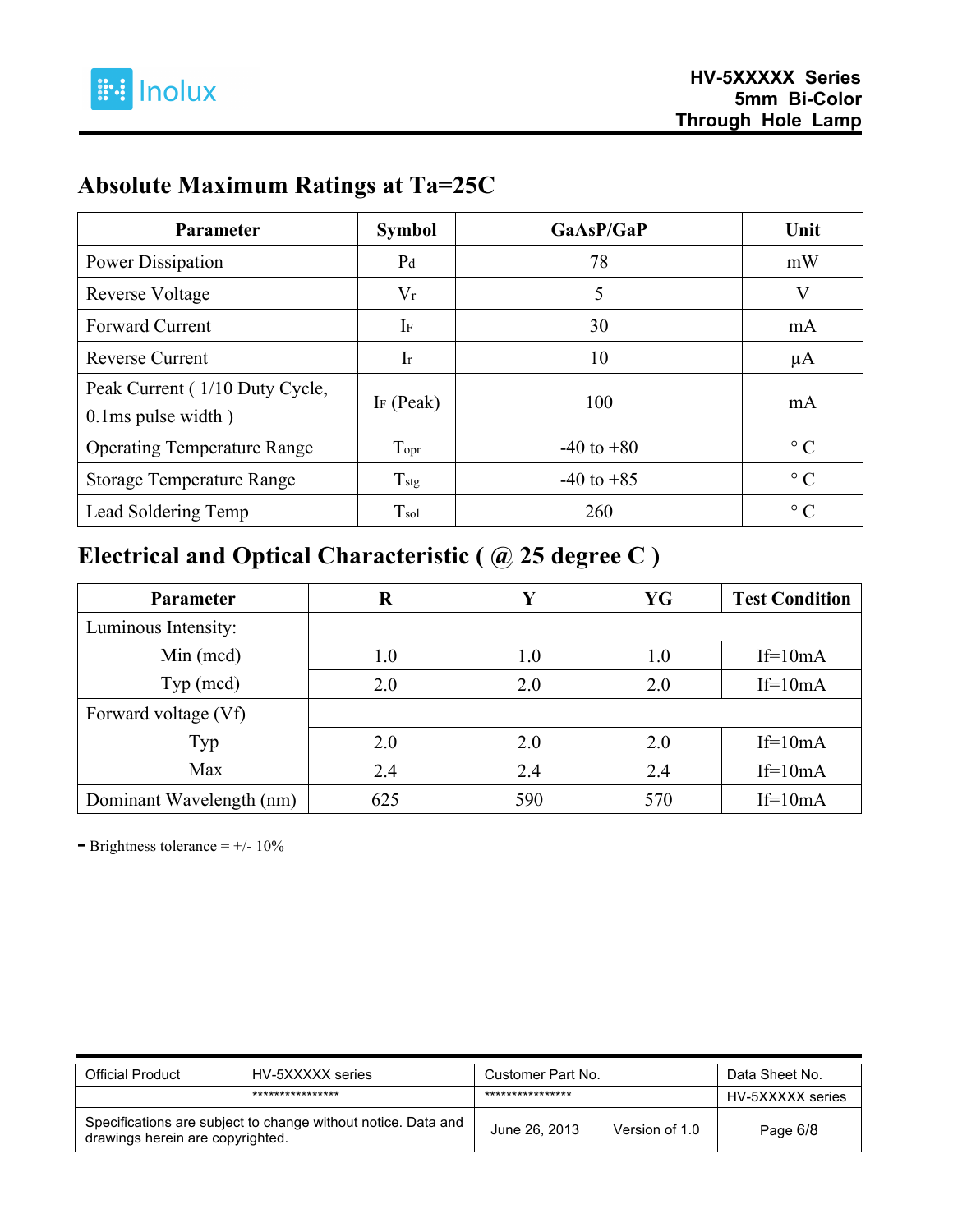## Absolute Maximum Ratings at Ta=25C

| Parameter | Symbol | GaAsP/GaP | Unit |
|---|---|---|---|
| Power Dissipation | $P_d$ | 78 | mW |
| Reverse Voltage | $V_r$ | 5 | V |
| Forward Current | $I_F$ | 30 | mA |
| Reverse Current | $I_r$ | 10 | µA |
| Peak Current ( 1/10 Duty Cycle, 0.1ms pulse width ) | $I_F$ (Peak) | 100 | mA |
| Operating Temperature Range | $T_{opr}$ | -40 to +80 | ° C |
| Storage Temperature Range | $T_{stg}$ | -40 to +85 | ° C |
| Lead Soldering Temp | $T_{sol}$ | 260 | ° C |

## Electrical and Optical Characteristic ( @ 25 degree C )

| Parameter | R | Y | YG | Test Condition |
|---|---|---|---|---|
| Luminous Intensity: | | | | |
| Min (mcd) | 1.0 | 1.0 | 1.0 | If=10mA |
| Typ (mcd) | 2.0 | 2.0 | 2.0 | If=10mA |
| Forward voltage (Vf) | | | | |
| Typ | 2.0 | 2.0 | 2.0 | If=10mA |
| Max | 2.4 | 2.4 | 2.4 | If=10mA |
| Dominant Wavelength (nm) | 625 | 590 | 570 | If=10mA |

- Brightness tolerance = +/- 10%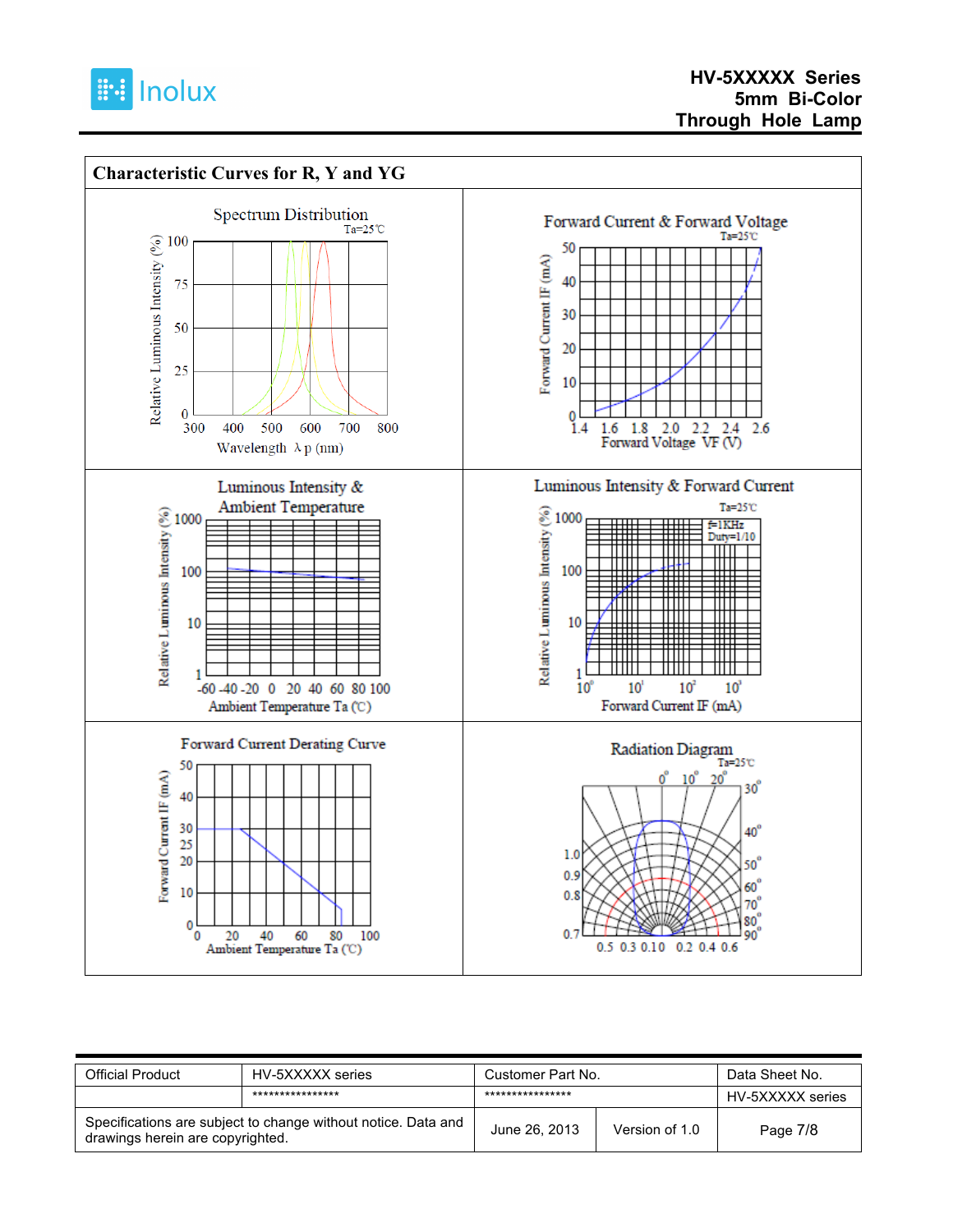## Characteristic Curves for R, Y and YG

**Spectrum Distribution**

Ta=25℃

Relative Luminous Intensity (%): 0, 25, 50, 75, 100

Wavelength λp (nm): 300, 400, 500, 600, 700, 800

**Forward Current & Forward Voltage**

Ta=25℃

Forward Current IF (mA): 0, 10, 20, 30, 40, 50

Forward Voltage VF (V): 1.4, 1.6, 1.8, 2.0, 2.2, 2.4, 2.6

**Luminous Intensity & Ambient Temperature**

Relative Luminous Intensity (%): 1, 10, 100, 1000

Ambient Temperature Ta (℃): -60, -40, -20, 0, 20, 40, 60, 80, 100

**Luminous Intensity & Forward Current**

Ta=25℃

f=1KHz
Duty=1/10

Relative Luminous Intensity (%): 1, 10, 100, 1000

Forward Current IF (mA): $10^0$, $10^1$, $10^2$, $10^3$

**Forward Current Derating Curve**

Forward Current IF (mA): 0, 10, 20, 25, 30, 40, 50

Ambient Temperature Ta (℃): 0, 20, 40, 60, 80, 100

**Radiation Diagram**

Ta=25℃

0°, 10°, 20°, 30°, 40°, 50°, 60°, 70°, 80°, 90°

1.0, 0.9, 0.8, 0.7

0.5, 0.3, 0.1, 0, 0.2, 0.4, 0.6

| Official Product | HV-5XXXXX series | Customer Part No. | | Data Sheet No. |
|---|---|---|---|---|
| | **************** | **************** | | HV-5XXXXX series |
| Specifications are subject to change without notice. Data and drawings herein are copyrighted. | | June 26, 2013 | Version of 1.0 | Page 7/8 |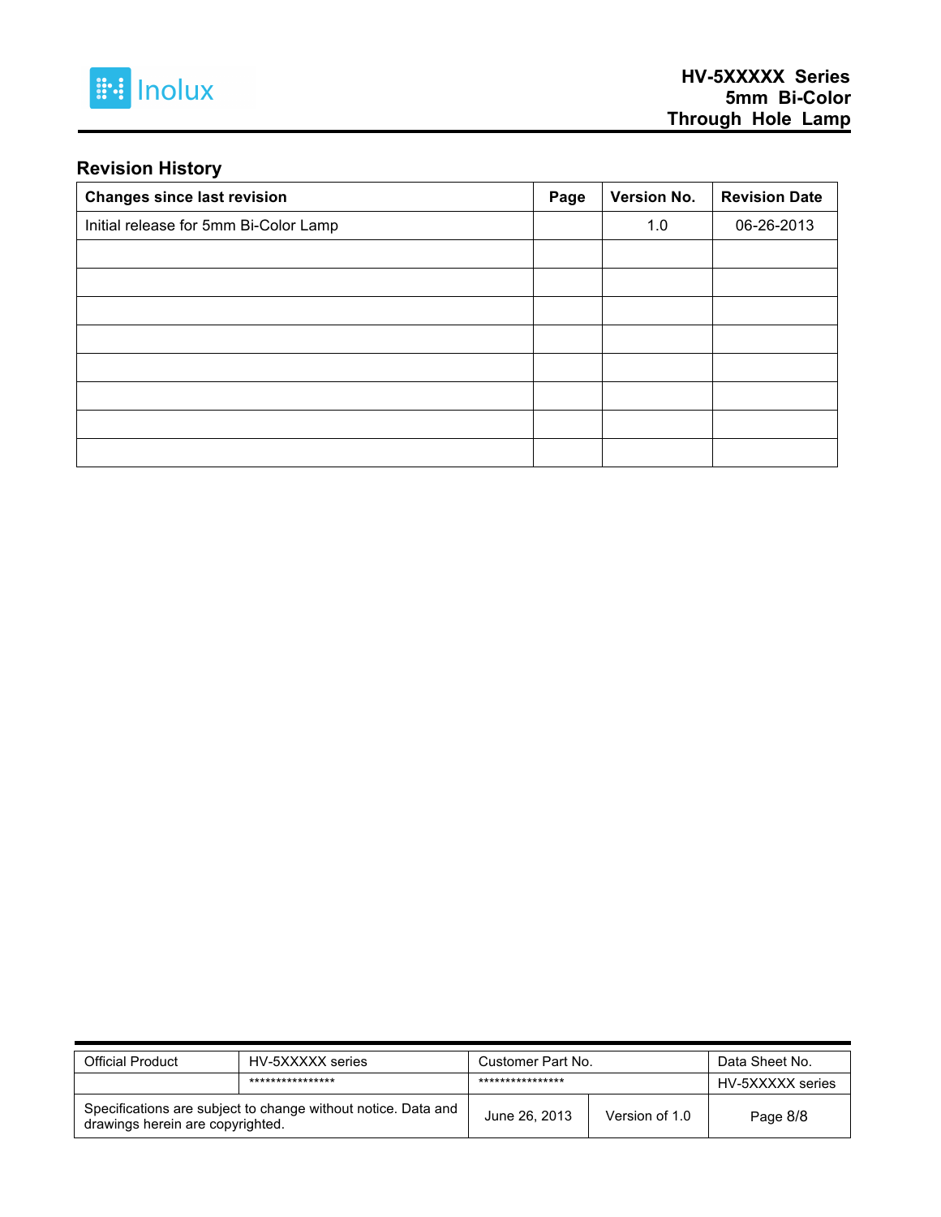## Revision History

| Changes since last revision | Page | Version No. | Revision Date |
|---|---|---|---|
| Initial release for 5mm Bi-Color Lamp | | 1.0 | 06-26-2013 |
| | | | |
| | | | |
| | | | |
| | | | |
| | | | |
| | | | |
| | | | |
| | | | |